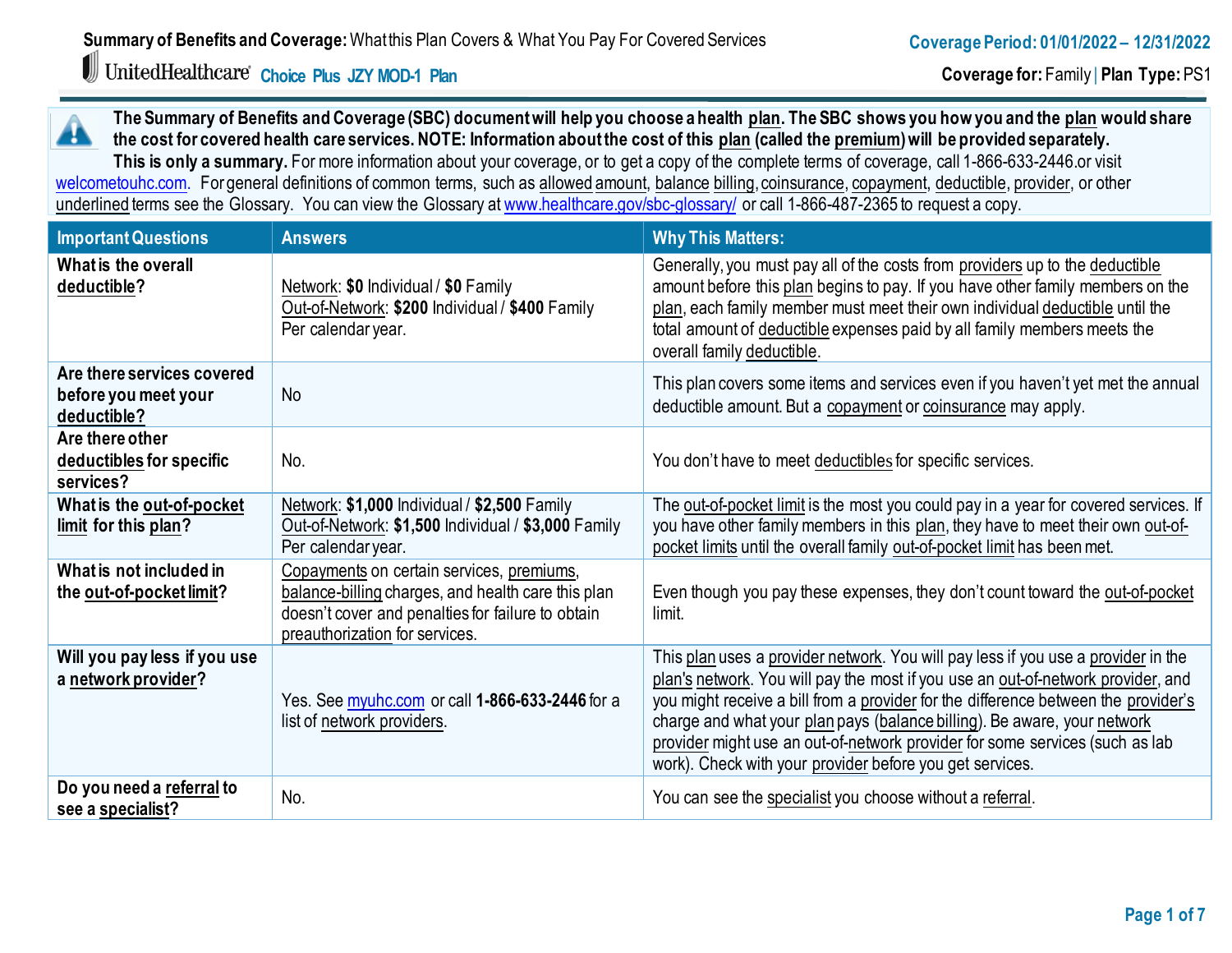**Summary of Benefits and Coverage:** What this Plan Covers & What You Pay For Covered Services

**Coverage Period: 01/01/2022 – 12/31/2022**

UnitedHealthcare **Choice Plus JZY MOD-1 Plan**

**Coverage for:** Family | **Plan Type:** PS1

**The Summary of Benefits and Coverage (SBC) document will help you choose a health plan. The SBC shows you how you and the plan would share the cost for covered health care services. NOTE: Information about the cost of this plan (called the premium) will be provided separately.**

**This is only a summary.** For more information about your coverage, or to get a copy of the complete terms of coverage, call 1-866-633-2446.or visit welcometouhc.com. For general definitions of common terms, such as allowed amount, balance billing, coinsurance, copayment, deductible, provider, or other underlined terms see the Glossary. You can view the Glossary at www.healthcare.gov/sbc-glossary/ or call 1-866-487-2365 to request a copy.

| Important Questions | Answers | Why This Matters: |
|---|---|---|
| **What is the overall deductible?** | Network: **$0** Individual / **$0** Family<br>Out-of-Network: **$200** Individual / **$400** Family<br>Per calendar year. | Generally, you must pay all of the costs from providers up to the deductible amount before this plan begins to pay. If you have other family members on the plan, each family member must meet their own individual deductible until the total amount of deductible expenses paid by all family members meets the overall family deductible. |
| **Are there services covered before you meet your deductible?** | No | This plan covers some items and services even if you haven't yet met the annual deductible amount. But a copayment or coinsurance may apply. |
| **Are there other deductibles for specific services?** | No. | You don't have to meet deductibles for specific services. |
| **What is the out-of-pocket limit for this plan?** | Network: **$1,000** Individual / **$2,500** Family<br>Out-of-Network: **$1,500** Individual / **$3,000** Family<br>Per calendar year. | The out-of-pocket limit is the most you could pay in a year for covered services. If you have other family members in this plan, they have to meet their own out-of-pocket limits until the overall family out-of-pocket limit has been met. |
| **What is not included in the out-of-pocket limit?** | Copayments on certain services, premiums, balance-billing charges, and health care this plan doesn't cover and penalties for failure to obtain preauthorization for services. | Even though you pay these expenses, they don't count toward the out-of-pocket limit. |
| **Will you pay less if you use a network provider?** | Yes. See myuhc.com or call **1-866-633-2446** for a list of network providers. | This plan uses a provider network. You will pay less if you use a provider in the plan's network. You will pay the most if you use an out-of-network provider, and you might receive a bill from a provider for the difference between the provider's charge and what your plan pays (balance billing). Be aware, your network provider might use an out-of-network provider for some services (such as lab work). Check with your provider before you get services. |
| **Do you need a referral to see a specialist?** | No. | You can see the specialist you choose without a referral. |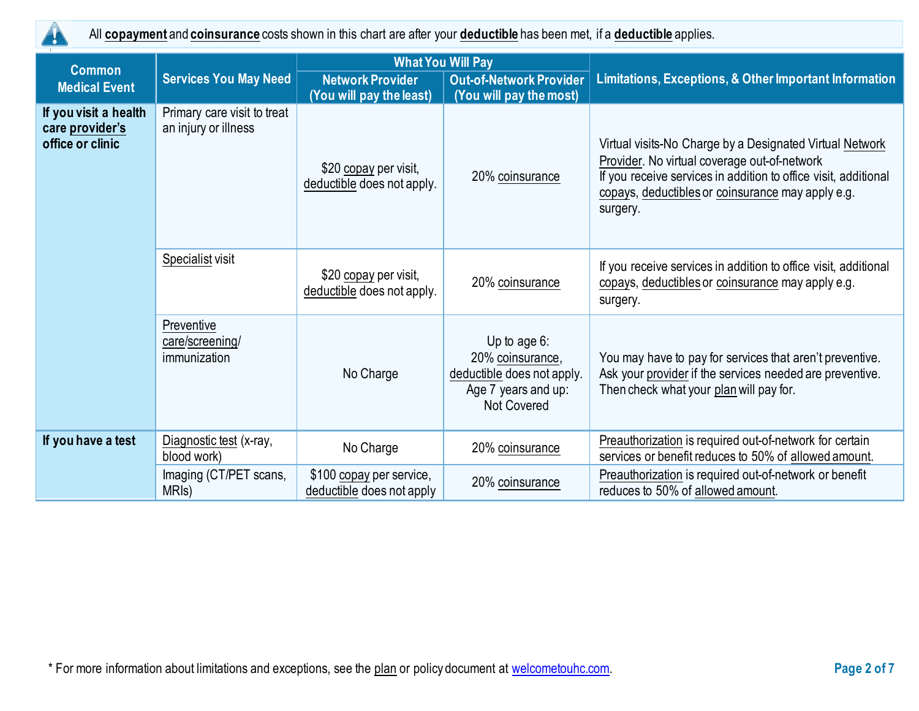All **copayment** and **coinsurance** costs shown in this chart are after your **deductible** has been met, if a **deductible** applies.

| Common Medical Event | Services You May Need | What You Will Pay | | Limitations, Exceptions, & Other Important Information |
|---|---|---|---|---|
| | | Network Provider (You will pay the least) | Out-of-Network Provider (You will pay the most) | |
| **If you visit a health care provider's office or clinic** | Primary care visit to treat an injury or illness | $20 copay per visit, deductible does not apply. | 20% coinsurance | Virtual visits-No Charge by a Designated Virtual Network Provider. No virtual coverage out-of-network<br>If you receive services in addition to office visit, additional copays, deductibles or coinsurance may apply e.g. surgery. |
| | Specialist visit | $20 copay per visit, deductible does not apply. | 20% coinsurance | If you receive services in addition to office visit, additional copays, deductibles or coinsurance may apply e.g. surgery. |
| | Preventive care/screening/ immunization | No Charge | Up to age 6:<br>20% coinsurance, deductible does not apply.<br>Age 7 years and up:<br>Not Covered | You may have to pay for services that aren't preventive. Ask your provider if the services needed are preventive. Then check what your plan will pay for. |
| **If you have a test** | Diagnostic test (x-ray, blood work) | No Charge | 20% coinsurance | Preauthorization is required out-of-network for certain services or benefit reduces to 50% of allowed amount. |
| | Imaging (CT/PET scans, MRIs) | $100 copay per service, deductible does not apply | 20% coinsurance | Preauthorization is required out-of-network or benefit reduces to 50% of allowed amount. |

* For more information about limitations and exceptions, see the plan or policy document at welcometouhc.com.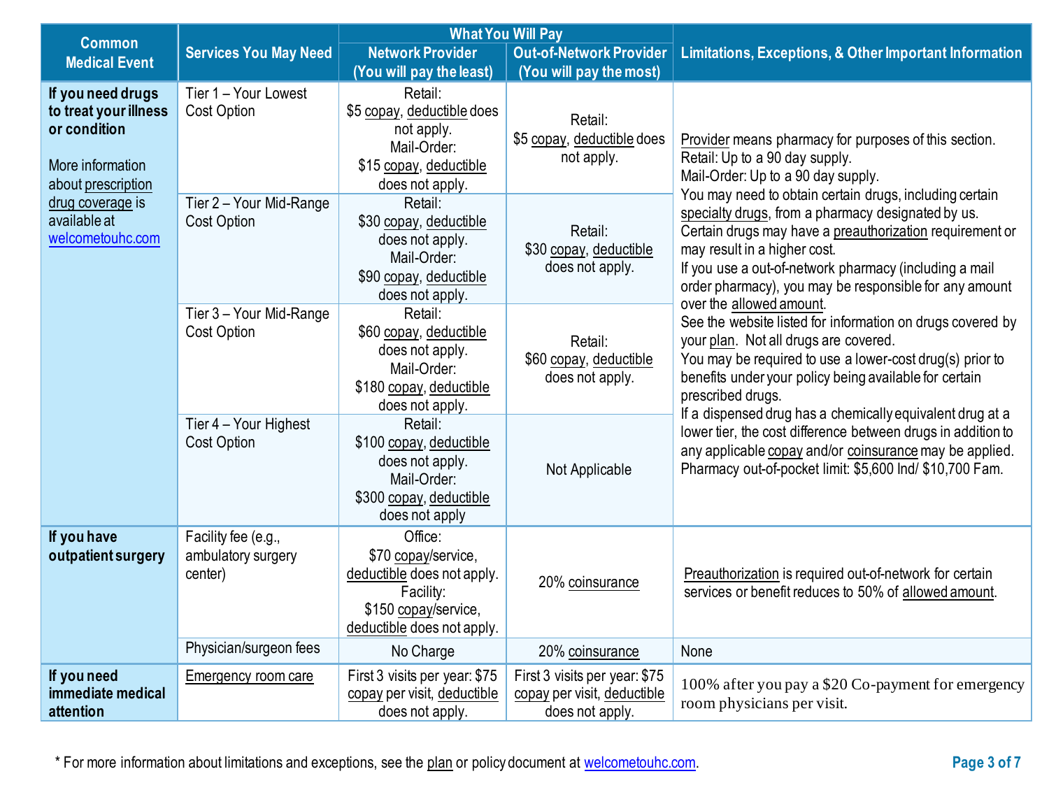| Common Medical Event | Services You May Need | What You Will Pay | | Limitations, Exceptions, & Other Important Information |
|---|---|---|---|---|
| | | Network Provider (You will pay the least) | Out-of-Network Provider (You will pay the most) | |
| **If you need drugs to treat your illness or condition** More information about prescription drug coverage is available at welcometouhc.com | Tier 1 – Your Lowest Cost Option | Retail: $5 copay, deductible does not apply. Mail-Order: $15 copay, deductible does not apply. | Retail: $5 copay, deductible does not apply. | Provider means pharmacy for purposes of this section. Retail: Up to a 90 day supply. Mail-Order: Up to a 90 day supply. You may need to obtain certain drugs, including certain specialty drugs, from a pharmacy designated by us. Certain drugs may have a preauthorization requirement or may result in a higher cost. If you use a out-of-network pharmacy (including a mail order pharmacy), you may be responsible for any amount over the allowed amount. See the website listed for information on drugs covered by your plan. Not all drugs are covered. You may be required to use a lower-cost drug(s) prior to benefits under your policy being available for certain prescribed drugs. If a dispensed drug has a chemically equivalent drug at a lower tier, the cost difference between drugs in addition to any applicable copay and/or coinsurance may be applied. Pharmacy out-of-pocket limit: $5,600 Ind/ $10,700 Fam. |
| | Tier 2 – Your Mid-Range Cost Option | Retail: $30 copay, deductible does not apply. Mail-Order: $90 copay, deductible does not apply. | Retail: $30 copay, deductible does not apply. | |
| | Tier 3 – Your Mid-Range Cost Option | Retail: $60 copay, deductible does not apply. Mail-Order: $180 copay, deductible does not apply. | Retail: $60 copay, deductible does not apply. | |
| | Tier 4 – Your Highest Cost Option | Retail: $100 copay, deductible does not apply. Mail-Order: $300 copay, deductible does not apply | Not Applicable | |
| **If you have outpatient surgery** | Facility fee (e.g., ambulatory surgery center) | Office: $70 copay/service, deductible does not apply. Facility: $150 copay/service, deductible does not apply. | 20% coinsurance | Preauthorization is required out-of-network for certain services or benefit reduces to 50% of allowed amount. |
| | Physician/surgeon fees | No Charge | 20% coinsurance | None |
| **If you need immediate medical attention** | Emergency room care | First 3 visits per year: $75 copay per visit, deductible does not apply. | First 3 visits per year: $75 copay per visit, deductible does not apply. | 100% after you pay a $20 Co-payment for emergency room physicians per visit. |

\* For more information about limitations and exceptions, see the plan or policy document at welcometouhc.com.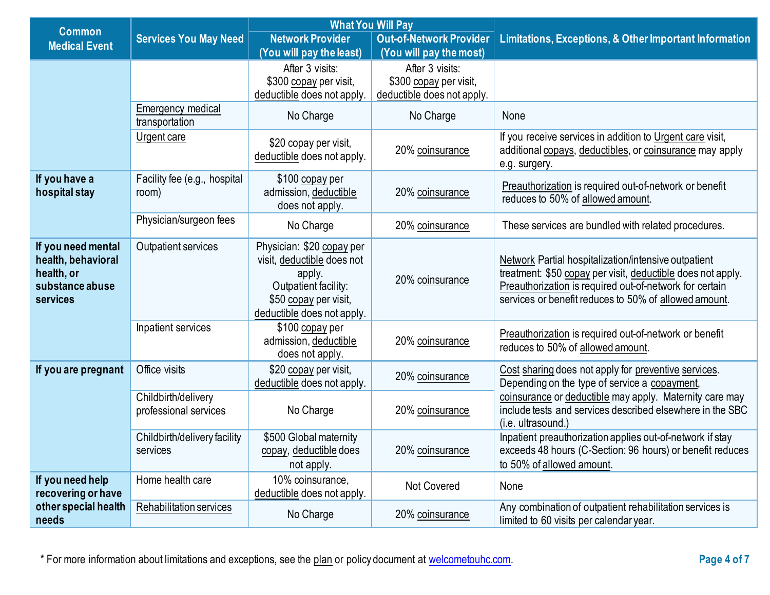| Common Medical Event | Services You May Need | What You Will Pay | | Limitations, Exceptions, & Other Important Information |
|---|---|---|---|---|
| | | Network Provider (You will pay the least) | Out-of-Network Provider (You will pay the most) | |
| | | After 3 visits: $300 copay per visit, deductible does not apply. | After 3 visits: $300 copay per visit, deductible does not apply. | |
| | Emergency medical transportation | No Charge | No Charge | None |
| | Urgent care | $20 copay per visit, deductible does not apply. | 20% coinsurance | If you receive services in addition to Urgent care visit, additional copays, deductibles, or coinsurance may apply e.g. surgery. |
| **If you have a hospital stay** | Facility fee (e.g., hospital room) | $100 copay per admission, deductible does not apply. | 20% coinsurance | Preauthorization is required out-of-network or benefit reduces to 50% of allowed amount. |
| | Physician/surgeon fees | No Charge | 20% coinsurance | These services are bundled with related procedures. |
| **If you need mental health, behavioral health, or substance abuse services** | Outpatient services | Physician: $20 copay per visit, deductible does not apply. Outpatient facility: $50 copay per visit, deductible does not apply. | 20% coinsurance | Network Partial hospitalization/intensive outpatient treatment: $50 copay per visit, deductible does not apply. Preauthorization is required out-of-network for certain services or benefit reduces to 50% of allowed amount. |
| | Inpatient services | $100 copay per admission, deductible does not apply. | 20% coinsurance | Preauthorization is required out-of-network or benefit reduces to 50% of allowed amount. |
| **If you are pregnant** | Office visits | $20 copay per visit, deductible does not apply. | 20% coinsurance | Cost sharing does not apply for preventive services. Depending on the type of service a copayment, coinsurance or deductible may apply. Maternity care may include tests and services described elsewhere in the SBC (i.e. ultrasound.) |
| | Childbirth/delivery professional services | No Charge | 20% coinsurance | |
| | Childbirth/delivery facility services | $500 Global maternity copay, deductible does not apply. | 20% coinsurance | Inpatient preauthorization applies out-of-network if stay exceeds 48 hours (C-Section: 96 hours) or benefit reduces to 50% of allowed amount. |
| **If you need help recovering or have other special health needs** | Home health care | 10% coinsurance, deductible does not apply. | Not Covered | None |
| | Rehabilitation services | No Charge | 20% coinsurance | Any combination of outpatient rehabilitation services is limited to 60 visits per calendar year. |

* For more information about limitations and exceptions, see the plan or policy document at welcometouhc.com.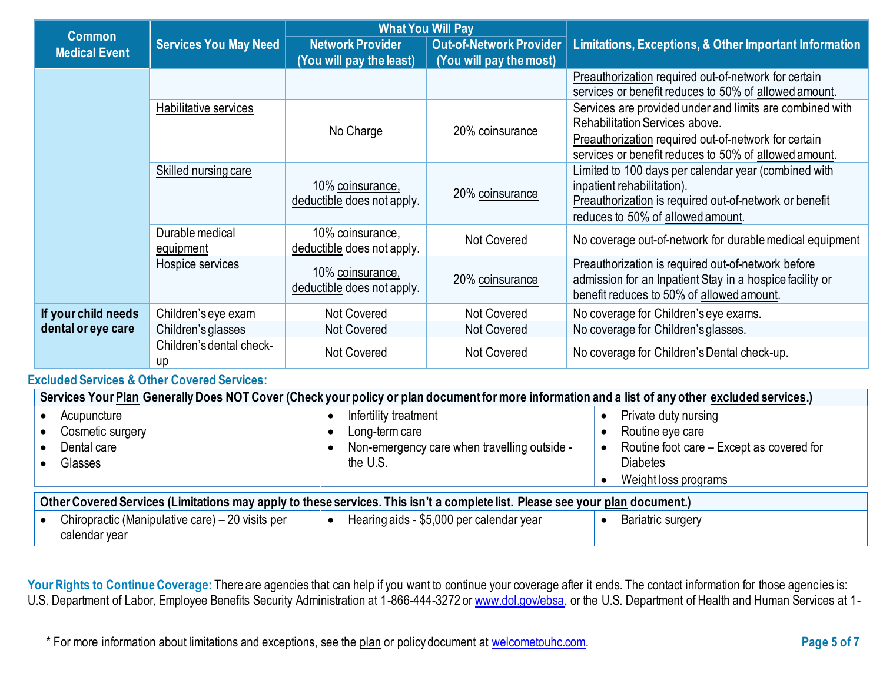| Common Medical Event | Services You May Need | What You Will Pay | | Limitations, Exceptions, & Other Important Information |
|---|---|---|---|---|
| | | Network Provider (You will pay the least) | Out-of-Network Provider (You will pay the most) | |
| | | | | Preauthorization required out-of-network for certain services or benefit reduces to 50% of allowed amount. |
| | Habilitative services | No Charge | 20% coinsurance | Services are provided under and limits are combined with Rehabilitation Services above. Preauthorization required out-of-network for certain services or benefit reduces to 50% of allowed amount. |
| | Skilled nursing care | 10% coinsurance, deductible does not apply. | 20% coinsurance | Limited to 100 days per calendar year (combined with inpatient rehabilitation). Preauthorization is required out-of-network or benefit reduces to 50% of allowed amount. |
| | Durable medical equipment | 10% coinsurance, deductible does not apply. | Not Covered | No coverage out-of-network for durable medical equipment |
| | Hospice services | 10% coinsurance, deductible does not apply. | 20% coinsurance | Preauthorization is required out-of-network before admission for an Inpatient Stay in a hospice facility or benefit reduces to 50% of allowed amount. |
| If your child needs dental or eye care | Children's eye exam | Not Covered | Not Covered | No coverage for Children's eye exams. |
| | Children's glasses | Not Covered | Not Covered | No coverage for Children's glasses. |
| | Children's dental check-up | Not Covered | Not Covered | No coverage for Children's Dental check-up. |

## Excluded Services & Other Covered Services:

**Services Your Plan Generally Does NOT Cover (Check your policy or plan document for more information and a list of any other excluded services.)**

- Acupuncture
- Cosmetic surgery
- Dental care
- Glasses
- Infertility treatment
- Long-term care
- Non-emergency care when travelling outside - the U.S.
- Private duty nursing
- Routine eye care
- Routine foot care – Except as covered for Diabetes
- Weight loss programs

**Other Covered Services (Limitations may apply to these services. This isn't a complete list. Please see your plan document.)**

- Chiropractic (Manipulative care) – 20 visits per calendar year
- Hearing aids - $5,000 per calendar year
- Bariatric surgery

**Your Rights to Continue Coverage:** There are agencies that can help if you want to continue your coverage after it ends. The contact information for those agencies is: U.S. Department of Labor, Employee Benefits Security Administration at 1-866-444-3272 or www.dol.gov/ebsa, or the U.S. Department of Health and Human Services at 1-

\* For more information about limitations and exceptions, see the plan or policy document at welcometouhc.com.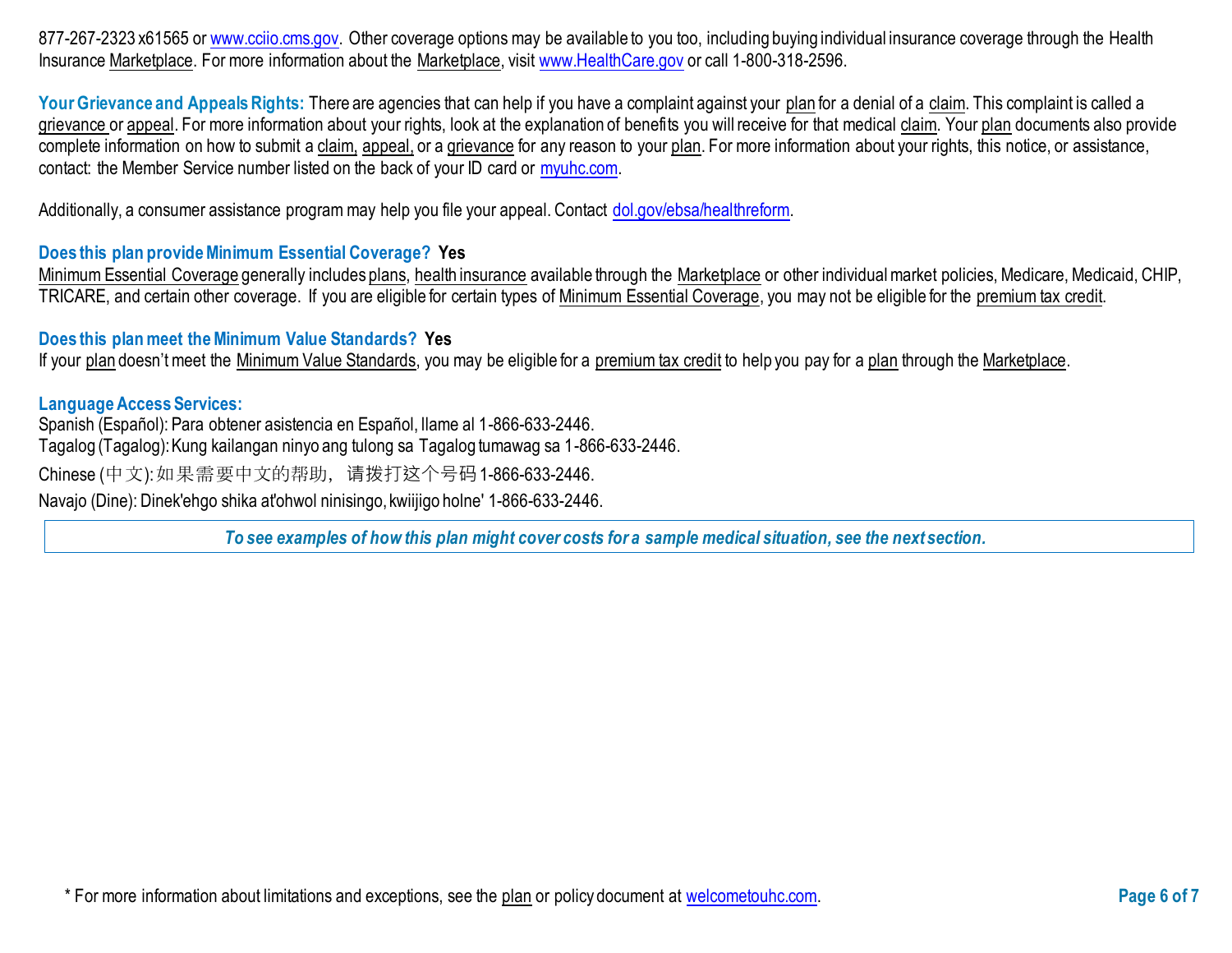877-267-2323 x61565 or www.cciio.cms.gov. Other coverage options may be available to you too, including buying individual insurance coverage through the Health Insurance Marketplace. For more information about the Marketplace, visit www.HealthCare.gov or call 1-800-318-2596.

**Your Grievance and Appeals Rights:** There are agencies that can help if you have a complaint against your plan for a denial of a claim. This complaint is called a grievance or appeal. For more information about your rights, look at the explanation of benefits you will receive for that medical claim. Your plan documents also provide complete information on how to submit a claim, appeal, or a grievance for any reason to your plan. For more information about your rights, this notice, or assistance, contact: the Member Service number listed on the back of your ID card or myuhc.com.

Additionally, a consumer assistance program may help you file your appeal. Contact dol.gov/ebsa/healthreform.

**Does this plan provide Minimum Essential Coverage? Yes**

Minimum Essential Coverage generally includes plans, health insurance available through the Marketplace or other individual market policies, Medicare, Medicaid, CHIP, TRICARE, and certain other coverage. If you are eligible for certain types of Minimum Essential Coverage, you may not be eligible for the premium tax credit.

**Does this plan meet the Minimum Value Standards? Yes**

If your plan doesn't meet the Minimum Value Standards, you may be eligible for a premium tax credit to help you pay for a plan through the Marketplace.

**Language Access Services:**

Spanish (Español): Para obtener asistencia en Español, llame al 1-866-633-2446.
Tagalog (Tagalog): Kung kailangan ninyo ang tulong sa Tagalog tumawag sa 1-866-633-2446.
Chinese (中文): 如果需要中文的帮助， 请拨打这个号码 1-866-633-2446.
Navajo (Dine): Dinek'ehgo shika at'ohwol ninisingo, kwiijigo holne' 1-866-633-2446.

***To see examples of how this plan might cover costs for a sample medical situation, see the next section.***

\* For more information about limitations and exceptions, see the plan or policy document at welcometouhc.com.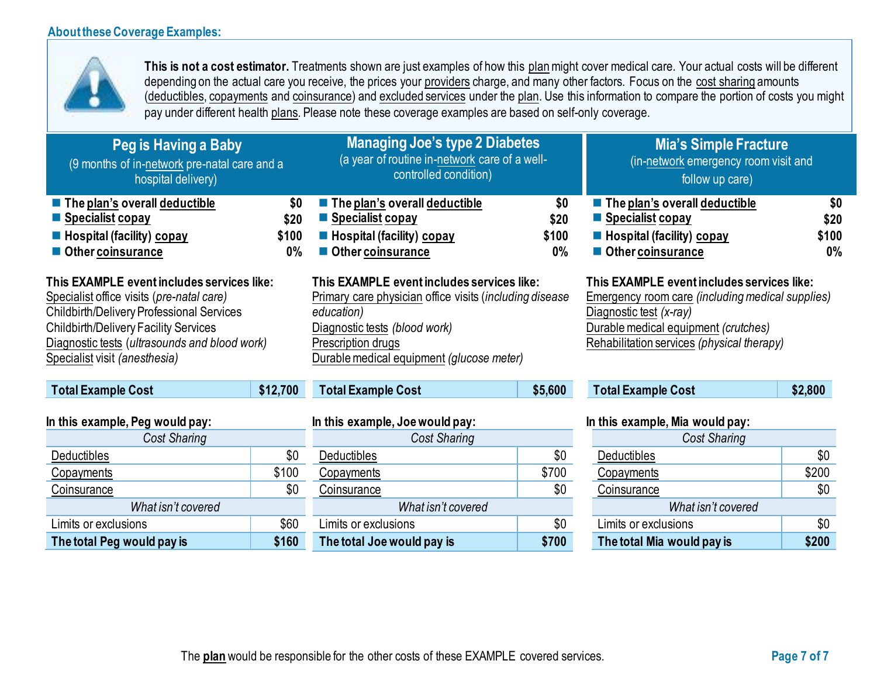## About these Coverage Examples:

**This is not a cost estimator.** Treatments shown are just examples of how this plan might cover medical care. Your actual costs will be different depending on the actual care you receive, the prices your providers charge, and many other factors. Focus on the cost sharing amounts (deductibles, copayments and coinsurance) and excluded services under the plan. Use this information to compare the portion of costs you might pay under different health plans. Please note these coverage examples are based on self-only coverage.

### Peg is Having a Baby

(9 months of in-network pre-natal care and a hospital delivery)

| | |
|---|---|
| **The plan's overall deductible** | **$0** |
| **Specialist copay** | **$20** |
| **Hospital (facility) copay** | **$100** |
| **Other coinsurance** | **0%** |

**This EXAMPLE event includes services like:**

Specialist office visits (*pre-natal care)*
Childbirth/Delivery Professional Services
Childbirth/Delivery Facility Services
Diagnostic tests (*ultrasounds and blood work)*
Specialist visit *(anesthesia)*

| **Total Example Cost** | **$12,700** |
|---|---|

**In this example, Peg would pay:**

| *Cost Sharing* | |
|---|---|
| Deductibles | $0 |
| Copayments | $100 |
| Coinsurance | $0 |
| *What isn't covered* | |
| Limits or exclusions | $60 |
| **The total Peg would pay is** | **$160** |

### Managing Joe's type 2 Diabetes

(a year of routine in-network care of a well-controlled condition)

| | |
|---|---|
| **The plan's overall deductible** | **$0** |
| **Specialist copay** | **$20** |
| **Hospital (facility) copay** | **$100** |
| **Other coinsurance** | **0%** |

**This EXAMPLE event includes services like:**

Primary care physician office visits (*including disease education)*
Diagnostic tests *(blood work)*
Prescription drugs
Durable medical equipment *(glucose meter)*

| **Total Example Cost** | **$5,600** |
|---|---|

**In this example, Joe would pay:**

| *Cost Sharing* | |
|---|---|
| Deductibles | $0 |
| Copayments | $700 |
| Coinsurance | $0 |
| *What isn't covered* | |
| Limits or exclusions | $0 |
| **The total Joe would pay is** | **$700** |

### Mia's Simple Fracture

(in-network emergency room visit and follow up care)

| | |
|---|---|
| **The plan's overall deductible** | **$0** |
| **Specialist copay** | **$20** |
| **Hospital (facility) copay** | **$100** |
| **Other coinsurance** | **0%** |

**This EXAMPLE event includes services like:**

Emergency room care *(including medical supplies)*
Diagnostic test *(x-ray)*
Durable medical equipment *(crutches)*
Rehabilitation services *(physical therapy)*

| **Total Example Cost** | **$2,800** |
|---|---|

**In this example, Mia would pay:**

| *Cost Sharing* | |
|---|---|
| Deductibles | $0 |
| Copayments | $200 |
| Coinsurance | $0 |
| *What isn't covered* | |
| Limits or exclusions | $0 |
| **The total Mia would pay is** | **$200** |

The **plan** would be responsible for the other costs of these EXAMPLE covered services.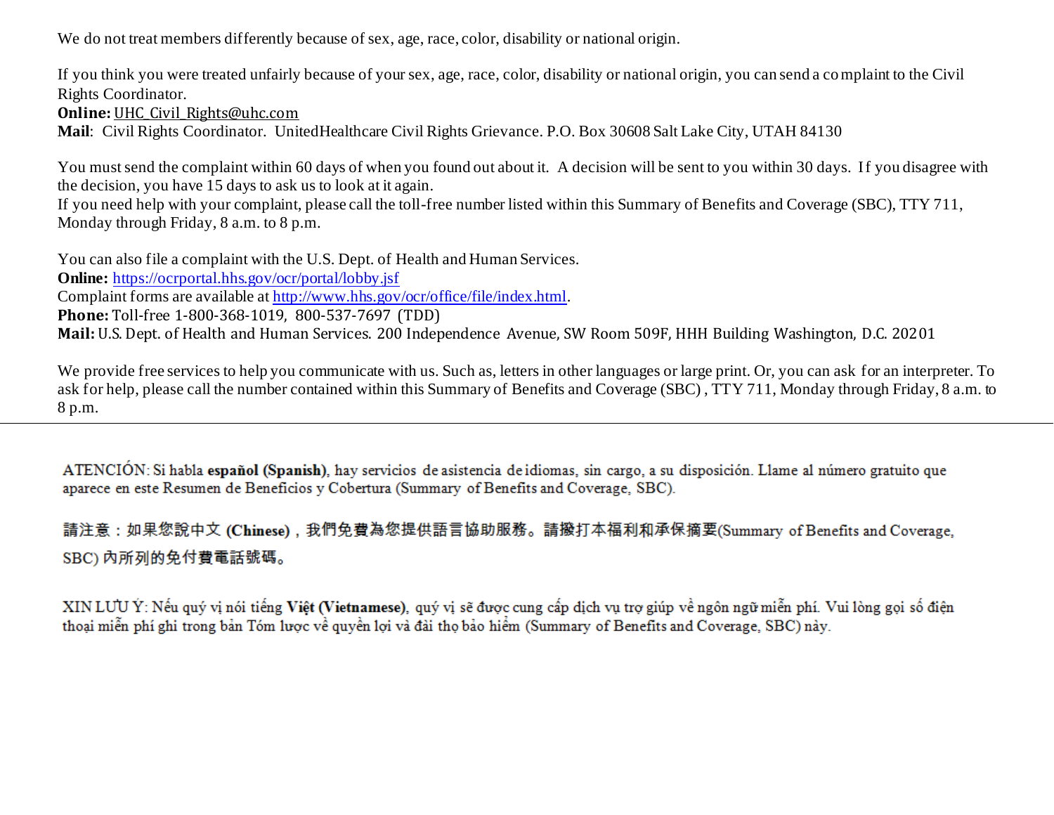We do not treat members differently because of sex, age, race, color, disability or national origin.

If you think you were treated unfairly because of your sex, age, race, color, disability or national origin, you can send a complaint to the Civil Rights Coordinator.
**Online:** UHC_Civil_Rights@uhc.com
**Mail**: Civil Rights Coordinator. UnitedHealthcare Civil Rights Grievance. P.O. Box 30608 Salt Lake City, UTAH 84130

You must send the complaint within 60 days of when you found out about it. A decision will be sent to you within 30 days. If you disagree with the decision, you have 15 days to ask us to look at it again.
If you need help with your complaint, please call the toll-free number listed within this Summary of Benefits and Coverage (SBC), TTY 711, Monday through Friday, 8 a.m. to 8 p.m.

You can also file a complaint with the U.S. Dept. of Health and Human Services.
**Online:** https://ocrportal.hhs.gov/ocr/portal/lobby.jsf
Complaint forms are available at http://www.hhs.gov/ocr/office/file/index.html.
**Phone:** Toll-free 1-800-368-1019, 800-537-7697 (TDD)
**Mail:** U.S. Dept. of Health and Human Services. 200 Independence Avenue, SW Room 509F, HHH Building Washington, D.C. 20201

We provide free services to help you communicate with us. Such as, letters in other languages or large print. Or, you can ask for an interpreter. To ask for help, please call the number contained within this Summary of Benefits and Coverage (SBC) , TTY 711, Monday through Friday, 8 a.m. to 8 p.m.

---

ATENCIÓN: Si habla **español (Spanish)**, hay servicios de asistencia de idiomas, sin cargo, a su disposición. Llame al número gratuito que aparece en este Resumen de Beneficios y Cobertura (Summary of Benefits and Coverage, SBC).

請注意：如果您說中文 **(Chinese)**，我們免費為您提供語言協助服務。請撥打本福利和承保摘要(Summary of Benefits and Coverage, SBC) 內所列的免付費電話號碼。

XIN LƯU Ý: Nếu quý vị nói tiếng **Việt (Vietnamese)**, quý vị sẽ được cung cấp dịch vụ trợ giúp về ngôn ngữ miễn phí. Vui lòng gọi số điện thoại miễn phí ghi trong bản Tóm lược về quyền lợi và đài thọ bảo hiểm (Summary of Benefits and Coverage, SBC) này.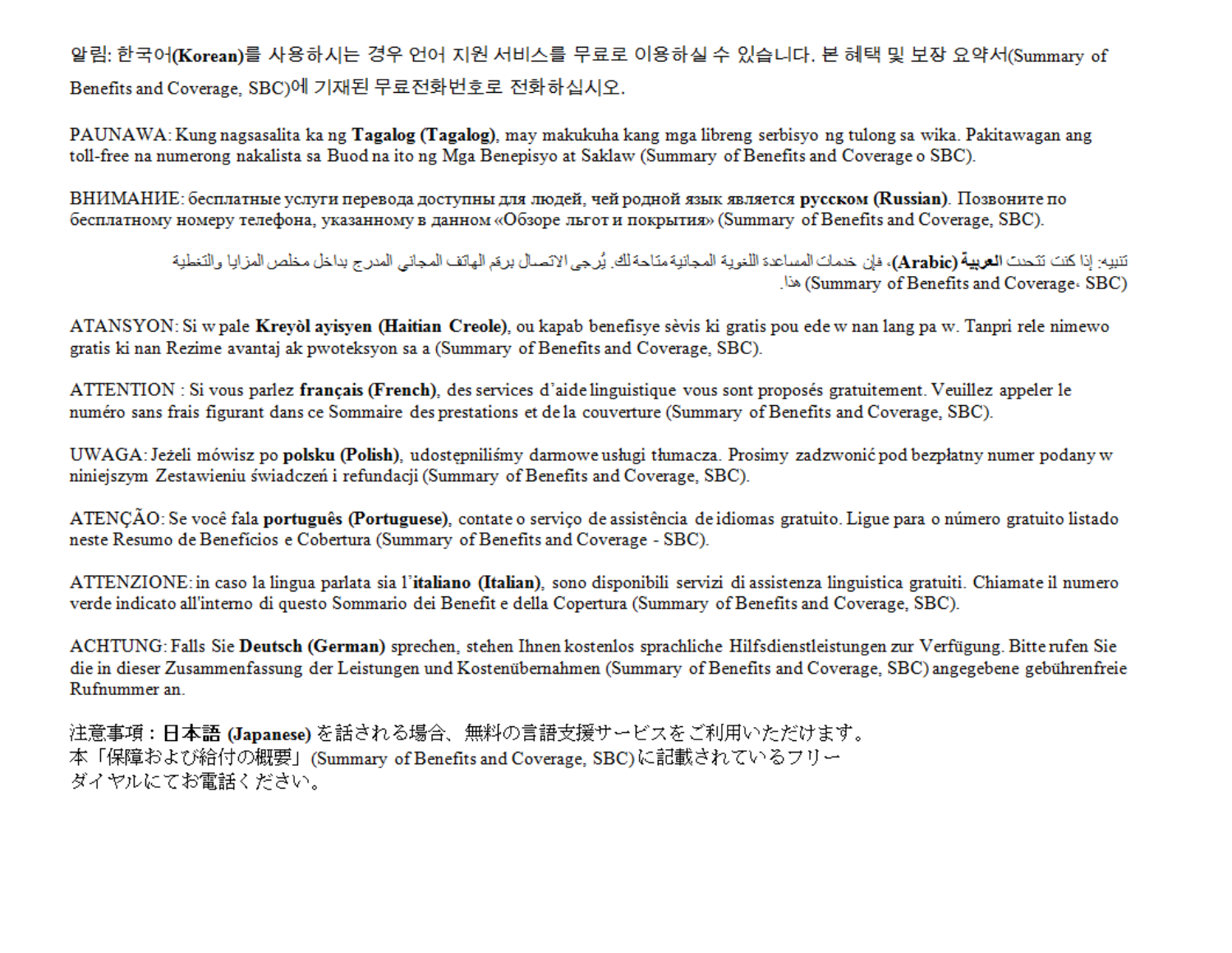알림: 한국어(**Korean**)를 사용하시는 경우 언어 지원 서비스를 무료로 이용하실 수 있습니다. 본 혜택 및 보장 요약서(Summary of Benefits and Coverage, SBC)에 기재된 무료전화번호로 전화하십시오.

PAUNAWA: Kung nagsasalita ka ng **Tagalog (Tagalog)**, may makukuha kang mga libreng serbisyo ng tulong sa wika. Pakitawagan ang toll-free na numerong nakalista sa Buod na ito ng Mga Benepisyo at Saklaw (Summary of Benefits and Coverage o SBC).

ВНИМАНИЕ: бесплатные услуги перевода доступны для людей, чей родной язык является **русском (Russian)**. Позвоните по бесплатному номеру телефона, указанному в данном «Обзоре льгот и покрытия» (Summary of Benefits and Coverage, SBC).

تنبيه: إذا كنت تتحدث **العربية (Arabic)**، فإن خدمات المساعدة اللغوية المجانية متاحة لك. يُرجى الاتصال برقم الهاتف المجاني المدرج بداخل مخلص المزايا والتغطية هذا (Summary of Benefits and Coverage، SBC).

ATANSYON: Si w pale **Kreyòl ayisyen (Haitian Creole)**, ou kapab benefisye sèvis ki gratis pou ede w nan lang pa w. Tanpri rele nimewo gratis ki nan Rezime avantaj ak pwoteksyon sa a (Summary of Benefits and Coverage, SBC).

ATTENTION : Si vous parlez **français (French)**, des services d'aide linguistique vous sont proposés gratuitement. Veuillez appeler le numéro sans frais figurant dans ce Sommaire des prestations et de la couverture (Summary of Benefits and Coverage, SBC).

UWAGA: Jeżeli mówisz po **polsku (Polish)**, udostępniliśmy darmowe usługi tłumacza. Prosimy zadzwonić pod bezpłatny numer podany w niniejszym Zestawieniu świadczeń i refundacji (Summary of Benefits and Coverage, SBC).

ATENÇÃO: Se você fala **português (Portuguese)**, contate o serviço de assistência de idiomas gratuito. Ligue para o número gratuito listado neste Resumo de Benefícios e Cobertura (Summary of Benefits and Coverage - SBC).

ATTENZIONE: in caso la lingua parlata sia l'**italiano (Italian)**, sono disponibili servizi di assistenza linguistica gratuiti. Chiamate il numero verde indicato all'interno di questo Sommario dei Benefit e della Copertura (Summary of Benefits and Coverage, SBC).

ACHTUNG: Falls Sie **Deutsch (German)** sprechen, stehen Ihnen kostenlos sprachliche Hilfsdienstleistungen zur Verfügung. Bitte rufen Sie die in dieser Zusammenfassung der Leistungen und Kostenübernahmen (Summary of Benefits and Coverage, SBC) angegebene gebührenfreie Rufnummer an.

注意事項：**日本語 (Japanese)** を話される場合、無料の言語支援サービスをご利用いただけます。本「保障および給付の概要」(Summary of Benefits and Coverage, SBC)に記載されているフリーダイヤルにてお電話ください。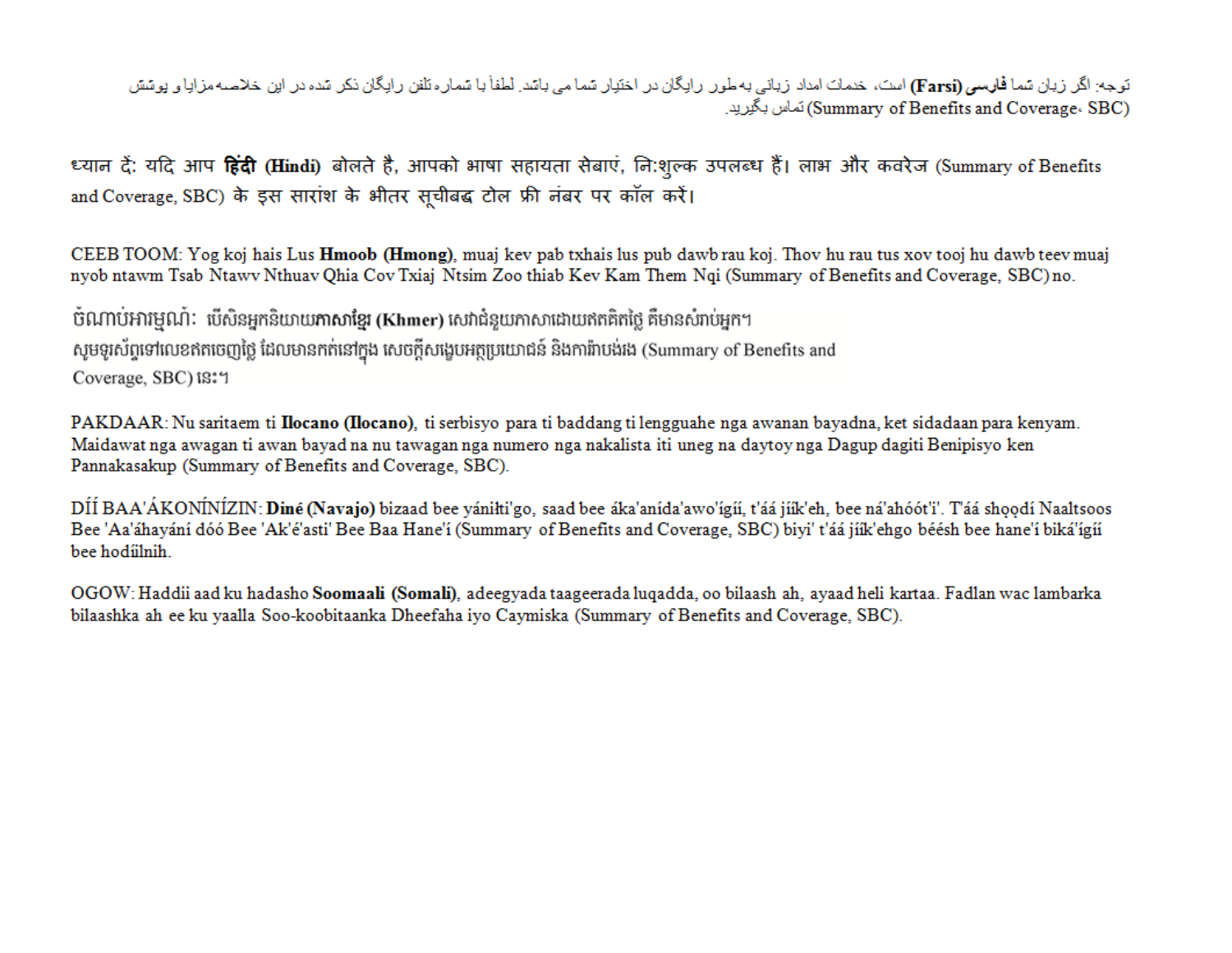توجه: اگر زبان شما **فارسی (Farsi)** است، خدمات امداد زبانی به‌طور رایگان در اختیار شما می باشد. لطفاً با شماره تلفن رایگان ذکر شده در این خلاصه‌ مزایا و پوشش (Summary of Benefits and Coverage، SBC) تماس بگیرید.

ध्यान दें: यदि आप **हिंदी (Hindi)** बोलते है, आपको भाषा सहायता सेवाएं, नि:शुल्क उपलब्ध हैं। लाभ और कवरेज (Summary of Benefits and Coverage, SBC) के इस सारांश के भीतर सूचीबद्ध टोल फ्री नंबर पर कॉल करें।

CEEB TOOM: Yog koj hais Lus **Hmoob (Hmong)**, muaj kev pab txhais lus pub dawb rau koj. Thov hu rau tus xov tooj hu dawb teev muaj nyob ntawm Tsab Ntawv Nthuav Qhia Cov Txiaj Ntsim Zoo thiab Kev Kam Them Nqi (Summary of Benefits and Coverage, SBC) no.

ចំណាប់អារម្មណ៍៖ បើសិនអ្នកនិយាយ**ភាសាខ្មែរ (Khmer)** សេវាជំនួយភាសាដោយឥតគិតថ្លៃ គឺមានសំរាប់អ្នក។ សូមទូរស័ព្ទទៅលេខឥតចេញថ្លៃ ដែលមានកត់នៅក្នុង សេចក្តីសង្ខេបអត្ថប្រយោជន៍ និងការរ៉ាប់រង (Summary of Benefits and Coverage, SBC) នេះ។

PAKDAAR: Nu saritaem ti **Ilocano (Ilocano)**, ti serbisyo para ti baddang ti lengguahe nga awanan bayadna, ket sidadaan para kenyam. Maidawat nga awagan ti awan bayad na nu tawagan nga numero nga nakalista iti uneg na daytoy nga Dagup dagiti Benipisyo ken Pannakasakup (Summary of Benefits and Coverage, SBC).

DÍÍ BAA'ÁKONÍNÍZIN: **Diné (Navajo)** bizaad bee yánílti'go, saad bee áka'anída'awo'ígíí, t'áá jíík'eh, bee ná'ahóót'i'. T'áá shọọdí Naaltsoos Bee 'Aa'áhayání dóó Bee 'Ak'é'asti' Bee Baa Hane'í (Summary of Benefits and Coverage, SBC) biyi' t'áá jíík'ehgo béésh bee hane'í biká'ígíí bee hodíílnih.

OGOW: Haddii aad ku hadasho **Soomaali (Somali)**, adeegyada taageerada luqadda, oo bilaash ah, ayaad heli kartaa. Fadlan wac lambarka bilaashka ah ee ku yaalla Soo-koobitaanka Dheefaha iyo Caymiska (Summary of Benefits and Coverage, SBC).